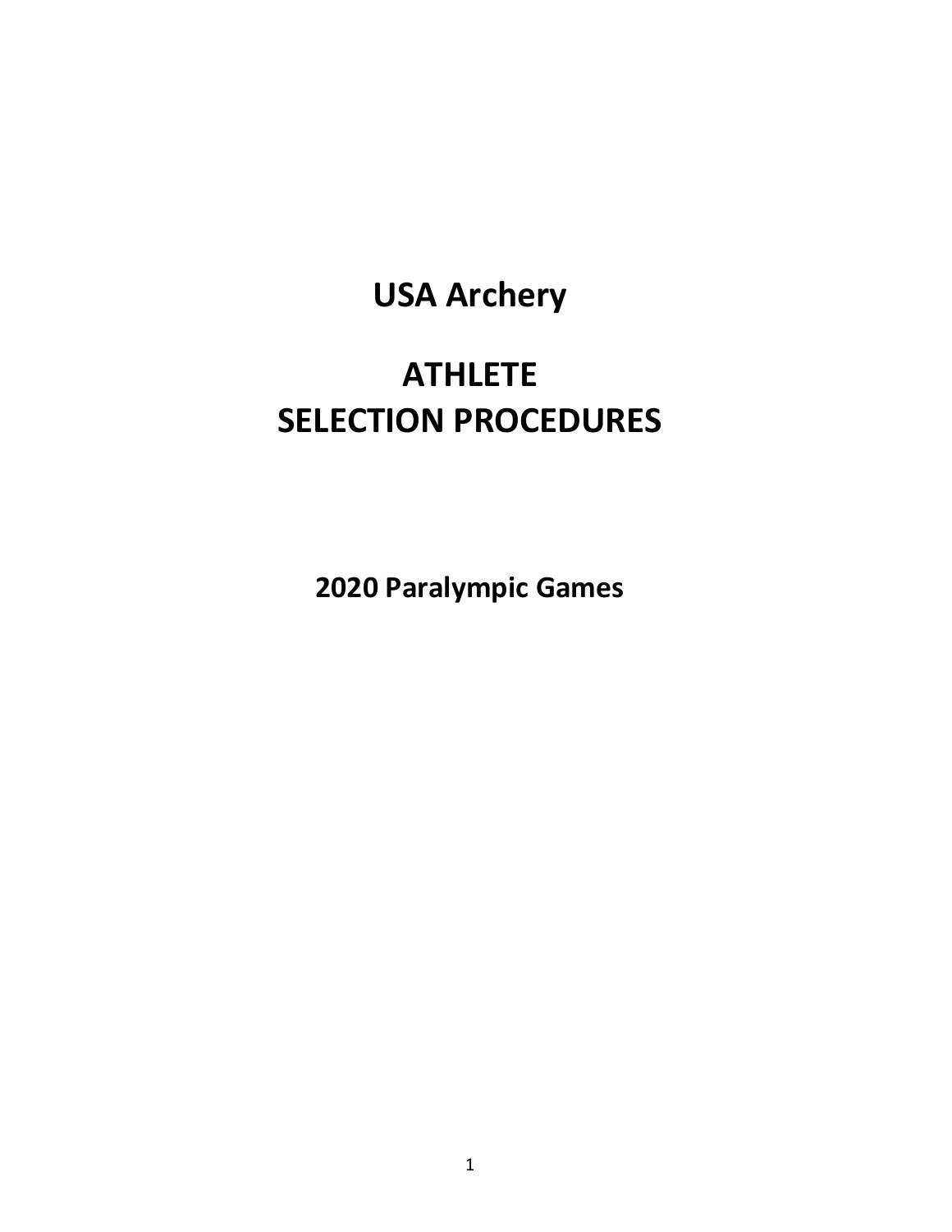# USA Archery

# ATHLETE SELECTION PROCEDURES

## 2020 Paralympic Games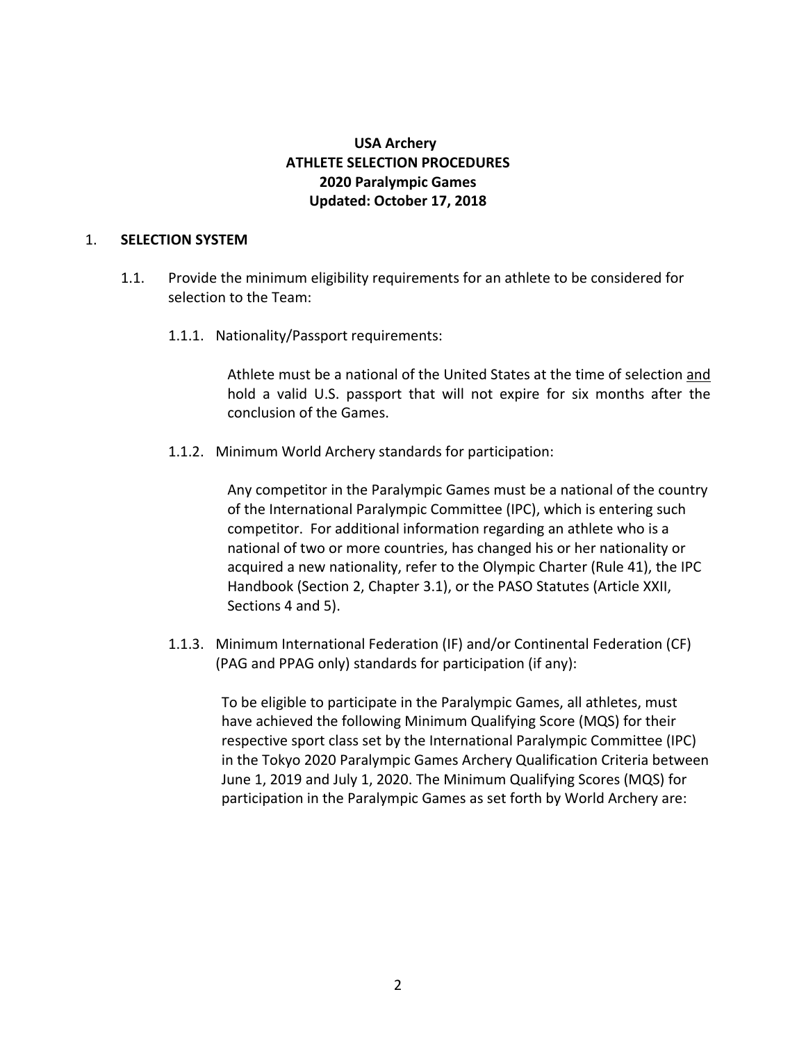**USA Archery**
**ATHLETE SELECTION PROCEDURES**
**2020 Paralympic Games**
**Updated: October 17, 2018**

## 1. SELECTION SYSTEM

1.1. Provide the minimum eligibility requirements for an athlete to be considered for selection to the Team:

1.1.1. Nationality/Passport requirements:

Athlete must be a national of the United States at the time of selection <u>and</u> hold a valid U.S. passport that will not expire for six months after the conclusion of the Games.

1.1.2. Minimum World Archery standards for participation:

Any competitor in the Paralympic Games must be a national of the country of the International Paralympic Committee (IPC), which is entering such competitor. For additional information regarding an athlete who is a national of two or more countries, has changed his or her nationality or acquired a new nationality, refer to the Olympic Charter (Rule 41), the IPC Handbook (Section 2, Chapter 3.1), or the PASO Statutes (Article XXII, Sections 4 and 5).

1.1.3. Minimum International Federation (IF) and/or Continental Federation (CF) (PAG and PPAG only) standards for participation (if any):

To be eligible to participate in the Paralympic Games, all athletes, must have achieved the following Minimum Qualifying Score (MQS) for their respective sport class set by the International Paralympic Committee (IPC) in the Tokyo 2020 Paralympic Games Archery Qualification Criteria between June 1, 2019 and July 1, 2020. The Minimum Qualifying Scores (MQS) for participation in the Paralympic Games as set forth by World Archery are: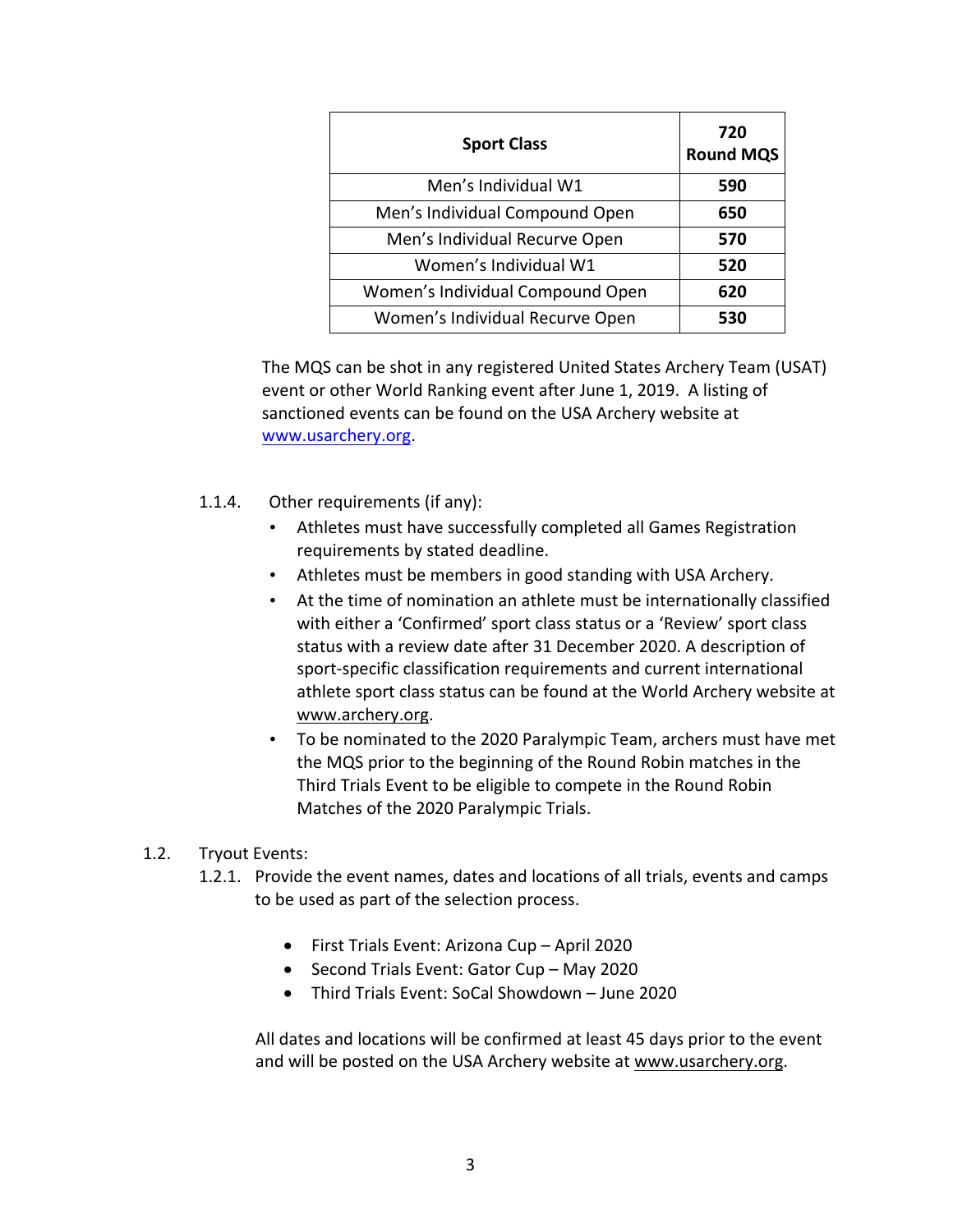| Sport Class | 720 Round MQS |
|---|---|
| Men's Individual W1 | **590** |
| Men's Individual Compound Open | **650** |
| Men's Individual Recurve Open | **570** |
| Women's Individual W1 | **520** |
| Women's Individual Compound Open | **620** |
| Women's Individual Recurve Open | **530** |

The MQS can be shot in any registered United States Archery Team (USAT) event or other World Ranking event after June 1, 2019. A listing of sanctioned events can be found on the USA Archery website at www.usarchery.org.

1.1.4. Other requirements (if any):

- Athletes must have successfully completed all Games Registration requirements by stated deadline.
- Athletes must be members in good standing with USA Archery.
- At the time of nomination an athlete must be internationally classified with either a 'Confirmed' sport class status or a 'Review' sport class status with a review date after 31 December 2020. A description of sport-specific classification requirements and current international athlete sport class status can be found at the World Archery website at www.archery.org.
- To be nominated to the 2020 Paralympic Team, archers must have met the MQS prior to the beginning of the Round Robin matches in the Third Trials Event to be eligible to compete in the Round Robin Matches of the 2020 Paralympic Trials.

1.2. Tryout Events:

1.2.1. Provide the event names, dates and locations of all trials, events and camps to be used as part of the selection process.

- First Trials Event: Arizona Cup – April 2020
- Second Trials Event: Gator Cup – May 2020
- Third Trials Event: SoCal Showdown – June 2020

All dates and locations will be confirmed at least 45 days prior to the event and will be posted on the USA Archery website at www.usarchery.org.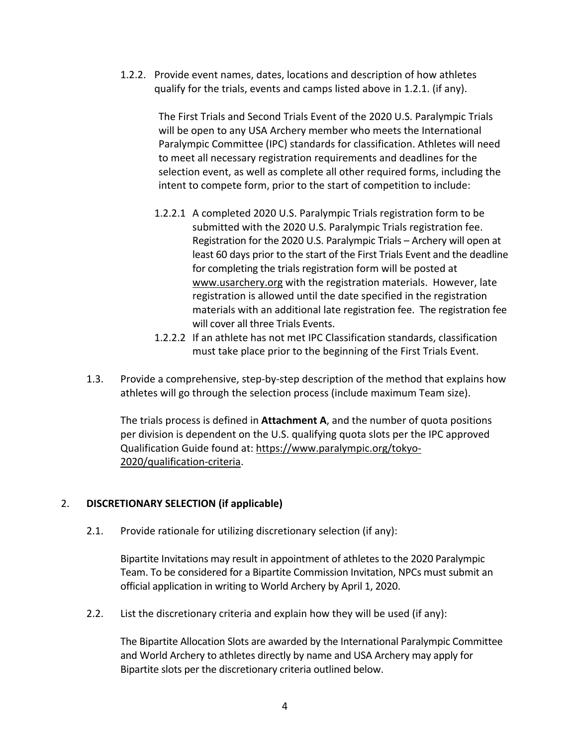1.2.2. Provide event names, dates, locations and description of how athletes qualify for the trials, events and camps listed above in 1.2.1. (if any).

The First Trials and Second Trials Event of the 2020 U.S. Paralympic Trials will be open to any USA Archery member who meets the International Paralympic Committee (IPC) standards for classification. Athletes will need to meet all necessary registration requirements and deadlines for the selection event, as well as complete all other required forms, including the intent to compete form, prior to the start of competition to include:

1.2.2.1 A completed 2020 U.S. Paralympic Trials registration form to be submitted with the 2020 U.S. Paralympic Trials registration fee. Registration for the 2020 U.S. Paralympic Trials – Archery will open at least 60 days prior to the start of the First Trials Event and the deadline for completing the trials registration form will be posted at www.usarchery.org with the registration materials. However, late registration is allowed until the date specified in the registration materials with an additional late registration fee. The registration fee will cover all three Trials Events.

1.2.2.2 If an athlete has not met IPC Classification standards, classification must take place prior to the beginning of the First Trials Event.

1.3. Provide a comprehensive, step-by-step description of the method that explains how athletes will go through the selection process (include maximum Team size).

The trials process is defined in **Attachment A**, and the number of quota positions per division is dependent on the U.S. qualifying quota slots per the IPC approved Qualification Guide found at: https://www.paralympic.org/tokyo-2020/qualification-criteria.

## 2. DISCRETIONARY SELECTION (if applicable)

2.1. Provide rationale for utilizing discretionary selection (if any):

Bipartite Invitations may result in appointment of athletes to the 2020 Paralympic Team. To be considered for a Bipartite Commission Invitation, NPCs must submit an official application in writing to World Archery by April 1, 2020.

2.2. List the discretionary criteria and explain how they will be used (if any):

The Bipartite Allocation Slots are awarded by the International Paralympic Committee and World Archery to athletes directly by name and USA Archery may apply for Bipartite slots per the discretionary criteria outlined below.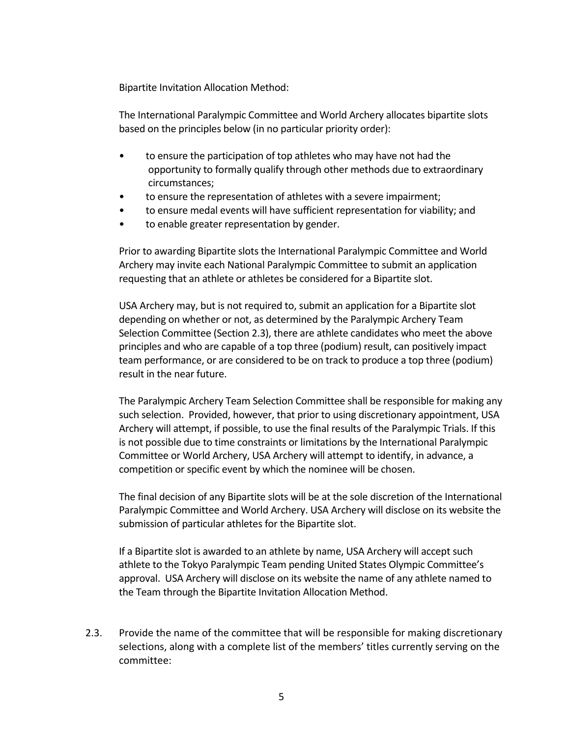Bipartite Invitation Allocation Method:

The International Paralympic Committee and World Archery allocates bipartite slots based on the principles below (in no particular priority order):

- to ensure the participation of top athletes who may have not had the opportunity to formally qualify through other methods due to extraordinary circumstances;
- to ensure the representation of athletes with a severe impairment;
- to ensure medal events will have sufficient representation for viability; and
- to enable greater representation by gender.

Prior to awarding Bipartite slots the International Paralympic Committee and World Archery may invite each National Paralympic Committee to submit an application requesting that an athlete or athletes be considered for a Bipartite slot.

USA Archery may, but is not required to, submit an application for a Bipartite slot depending on whether or not, as determined by the Paralympic Archery Team Selection Committee (Section 2.3), there are athlete candidates who meet the above principles and who are capable of a top three (podium) result, can positively impact team performance, or are considered to be on track to produce a top three (podium) result in the near future.

The Paralympic Archery Team Selection Committee shall be responsible for making any such selection. Provided, however, that prior to using discretionary appointment, USA Archery will attempt, if possible, to use the final results of the Paralympic Trials. If this is not possible due to time constraints or limitations by the International Paralympic Committee or World Archery, USA Archery will attempt to identify, in advance, a competition or specific event by which the nominee will be chosen.

The final decision of any Bipartite slots will be at the sole discretion of the International Paralympic Committee and World Archery. USA Archery will disclose on its website the submission of particular athletes for the Bipartite slot.

If a Bipartite slot is awarded to an athlete by name, USA Archery will accept such athlete to the Tokyo Paralympic Team pending United States Olympic Committee's approval. USA Archery will disclose on its website the name of any athlete named to the Team through the Bipartite Invitation Allocation Method.

2.3. Provide the name of the committee that will be responsible for making discretionary selections, along with a complete list of the members' titles currently serving on the committee: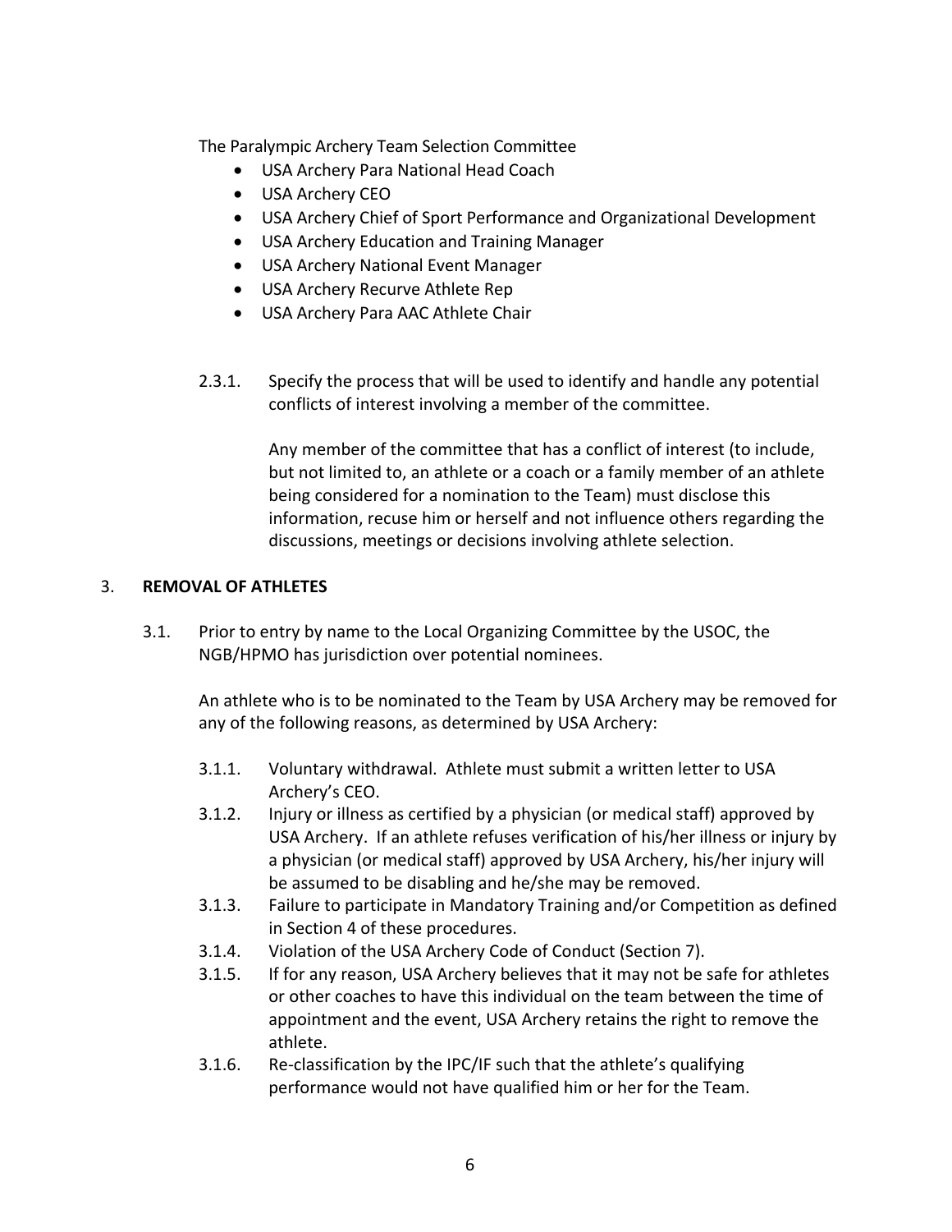The Paralympic Archery Team Selection Committee

- USA Archery Para National Head Coach
- USA Archery CEO
- USA Archery Chief of Sport Performance and Organizational Development
- USA Archery Education and Training Manager
- USA Archery National Event Manager
- USA Archery Recurve Athlete Rep
- USA Archery Para AAC Athlete Chair

2.3.1. Specify the process that will be used to identify and handle any potential conflicts of interest involving a member of the committee.

Any member of the committee that has a conflict of interest (to include, but not limited to, an athlete or a coach or a family member of an athlete being considered for a nomination to the Team) must disclose this information, recuse him or herself and not influence others regarding the discussions, meetings or decisions involving athlete selection.

## 3. **REMOVAL OF ATHLETES**

3.1. Prior to entry by name to the Local Organizing Committee by the USOC, the NGB/HPMO has jurisdiction over potential nominees.

An athlete who is to be nominated to the Team by USA Archery may be removed for any of the following reasons, as determined by USA Archery:

3.1.1. Voluntary withdrawal. Athlete must submit a written letter to USA Archery's CEO.

3.1.2. Injury or illness as certified by a physician (or medical staff) approved by USA Archery. If an athlete refuses verification of his/her illness or injury by a physician (or medical staff) approved by USA Archery, his/her injury will be assumed to be disabling and he/she may be removed.

3.1.3. Failure to participate in Mandatory Training and/or Competition as defined in Section 4 of these procedures.

3.1.4. Violation of the USA Archery Code of Conduct (Section 7).

3.1.5. If for any reason, USA Archery believes that it may not be safe for athletes or other coaches to have this individual on the team between the time of appointment and the event, USA Archery retains the right to remove the athlete.

3.1.6. Re-classification by the IPC/IF such that the athlete's qualifying performance would not have qualified him or her for the Team.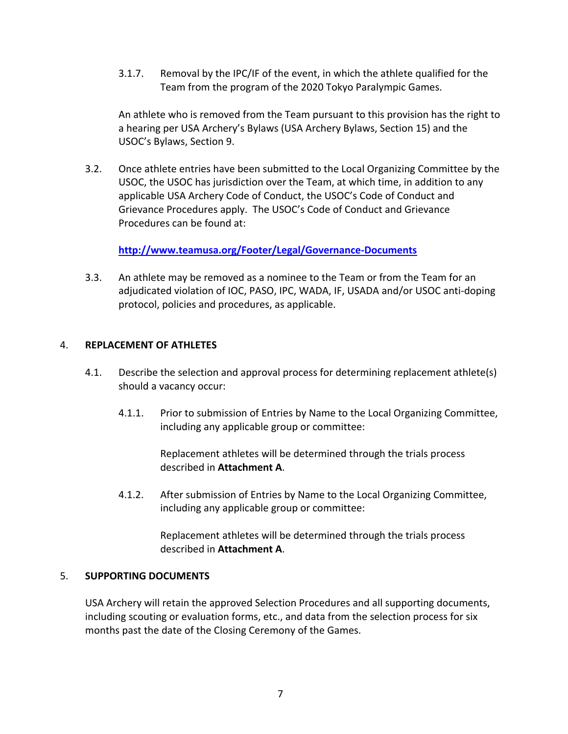3.1.7. Removal by the IPC/IF of the event, in which the athlete qualified for the Team from the program of the 2020 Tokyo Paralympic Games.

An athlete who is removed from the Team pursuant to this provision has the right to a hearing per USA Archery's Bylaws (USA Archery Bylaws, Section 15) and the USOC's Bylaws, Section 9.

3.2. Once athlete entries have been submitted to the Local Organizing Committee by the USOC, the USOC has jurisdiction over the Team, at which time, in addition to any applicable USA Archery Code of Conduct, the USOC's Code of Conduct and Grievance Procedures apply. The USOC's Code of Conduct and Grievance Procedures can be found at:

**http://www.teamusa.org/Footer/Legal/Governance-Documents**

3.3. An athlete may be removed as a nominee to the Team or from the Team for an adjudicated violation of IOC, PASO, IPC, WADA, IF, USADA and/or USOC anti-doping protocol, policies and procedures, as applicable.

## 4. REPLACEMENT OF ATHLETES

4.1. Describe the selection and approval process for determining replacement athlete(s) should a vacancy occur:

4.1.1. Prior to submission of Entries by Name to the Local Organizing Committee, including any applicable group or committee:

Replacement athletes will be determined through the trials process described in **Attachment A**.

4.1.2. After submission of Entries by Name to the Local Organizing Committee, including any applicable group or committee:

Replacement athletes will be determined through the trials process described in **Attachment A**.

## 5. SUPPORTING DOCUMENTS

USA Archery will retain the approved Selection Procedures and all supporting documents, including scouting or evaluation forms, etc., and data from the selection process for six months past the date of the Closing Ceremony of the Games.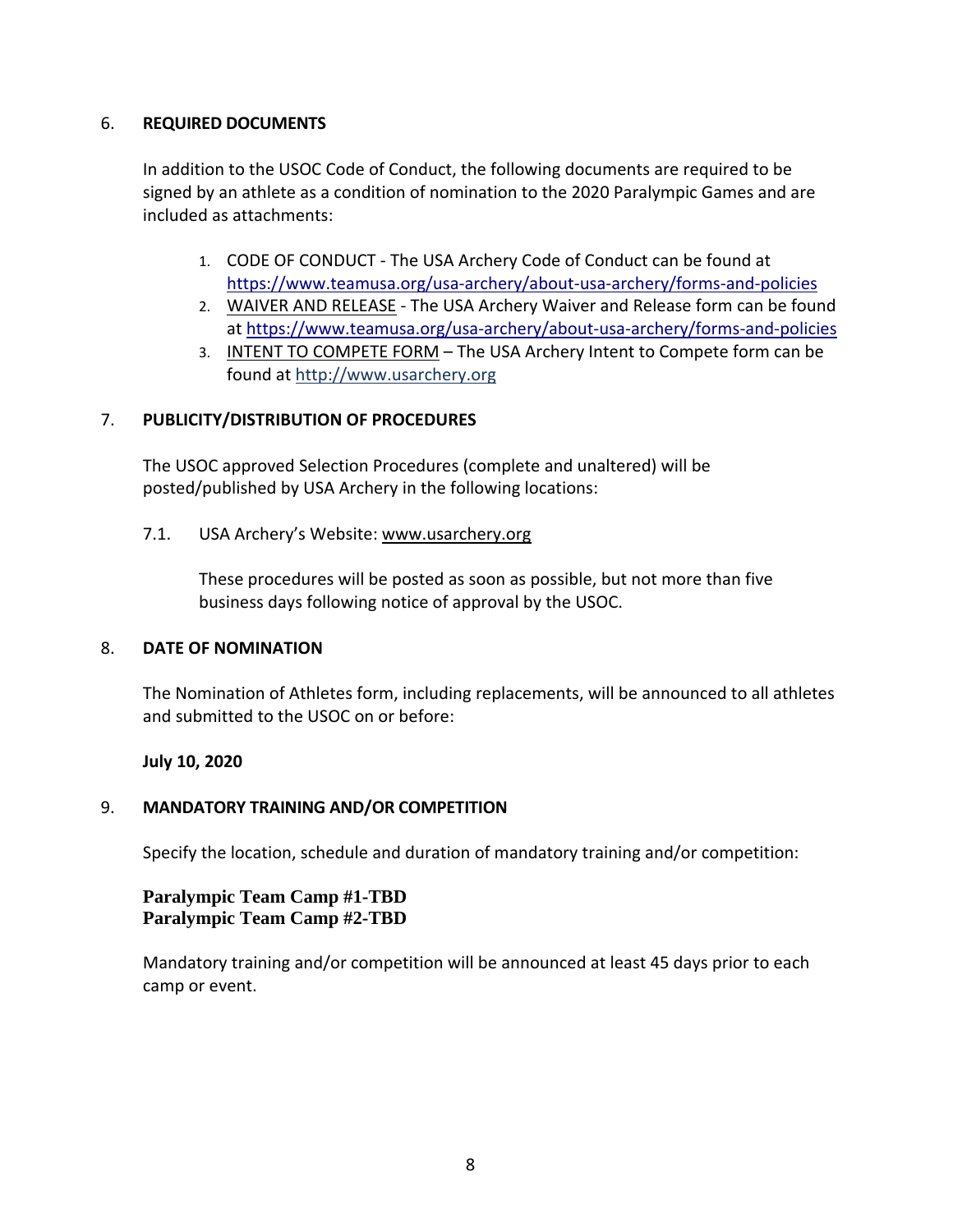## 6. REQUIRED DOCUMENTS

In addition to the USOC Code of Conduct, the following documents are required to be signed by an athlete as a condition of nomination to the 2020 Paralympic Games and are included as attachments:

1. CODE OF CONDUCT - The USA Archery Code of Conduct can be found at https://www.teamusa.org/usa-archery/about-usa-archery/forms-and-policies
2. WAIVER AND RELEASE - The USA Archery Waiver and Release form can be found at https://www.teamusa.org/usa-archery/about-usa-archery/forms-and-policies
3. INTENT TO COMPETE FORM – The USA Archery Intent to Compete form can be found at http://www.usarchery.org

## 7. PUBLICITY/DISTRIBUTION OF PROCEDURES

The USOC approved Selection Procedures (complete and unaltered) will be posted/published by USA Archery in the following locations:

7.1. USA Archery's Website: www.usarchery.org

These procedures will be posted as soon as possible, but not more than five business days following notice of approval by the USOC.

## 8. DATE OF NOMINATION

The Nomination of Athletes form, including replacements, will be announced to all athletes and submitted to the USOC on or before:

**July 10, 2020**

## 9. MANDATORY TRAINING AND/OR COMPETITION

Specify the location, schedule and duration of mandatory training and/or competition:

**Paralympic Team Camp #1-TBD**
**Paralympic Team Camp #2-TBD**

Mandatory training and/or competition will be announced at least 45 days prior to each camp or event.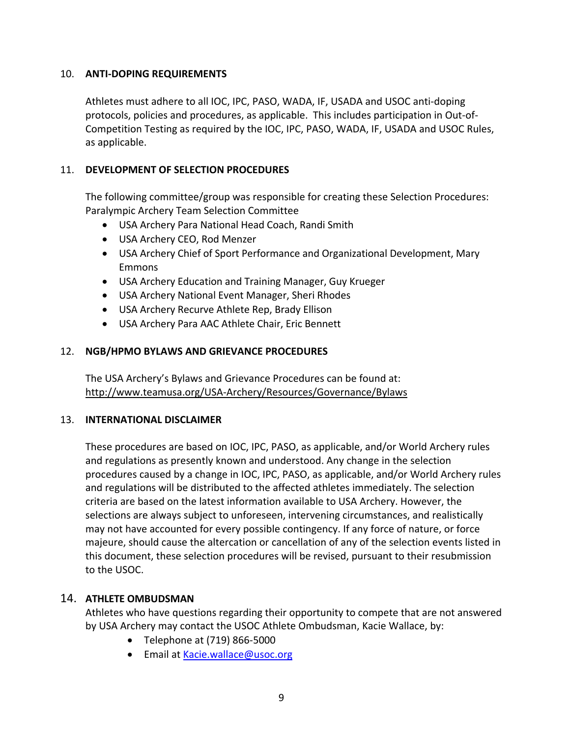## 10. ANTI-DOPING REQUIREMENTS

Athletes must adhere to all IOC, IPC, PASO, WADA, IF, USADA and USOC anti-doping protocols, policies and procedures, as applicable. This includes participation in Out-of-Competition Testing as required by the IOC, IPC, PASO, WADA, IF, USADA and USOC Rules, as applicable.

## 11. DEVELOPMENT OF SELECTION PROCEDURES

The following committee/group was responsible for creating these Selection Procedures: Paralympic Archery Team Selection Committee

- USA Archery Para National Head Coach, Randi Smith
- USA Archery CEO, Rod Menzer
- USA Archery Chief of Sport Performance and Organizational Development, Mary Emmons
- USA Archery Education and Training Manager, Guy Krueger
- USA Archery National Event Manager, Sheri Rhodes
- USA Archery Recurve Athlete Rep, Brady Ellison
- USA Archery Para AAC Athlete Chair, Eric Bennett

## 12. NGB/HPMO BYLAWS AND GRIEVANCE PROCEDURES

The USA Archery's Bylaws and Grievance Procedures can be found at: http://www.teamusa.org/USA-Archery/Resources/Governance/Bylaws

## 13. INTERNATIONAL DISCLAIMER

These procedures are based on IOC, IPC, PASO, as applicable, and/or World Archery rules and regulations as presently known and understood. Any change in the selection procedures caused by a change in IOC, IPC, PASO, as applicable, and/or World Archery rules and regulations will be distributed to the affected athletes immediately. The selection criteria are based on the latest information available to USA Archery. However, the selections are always subject to unforeseen, intervening circumstances, and realistically may not have accounted for every possible contingency. If any force of nature, or force majeure, should cause the altercation or cancellation of any of the selection events listed in this document, these selection procedures will be revised, pursuant to their resubmission to the USOC.

## 14. ATHLETE OMBUDSMAN

Athletes who have questions regarding their opportunity to compete that are not answered by USA Archery may contact the USOC Athlete Ombudsman, Kacie Wallace, by:

- Telephone at (719) 866-5000
- Email at Kacie.wallace@usoc.org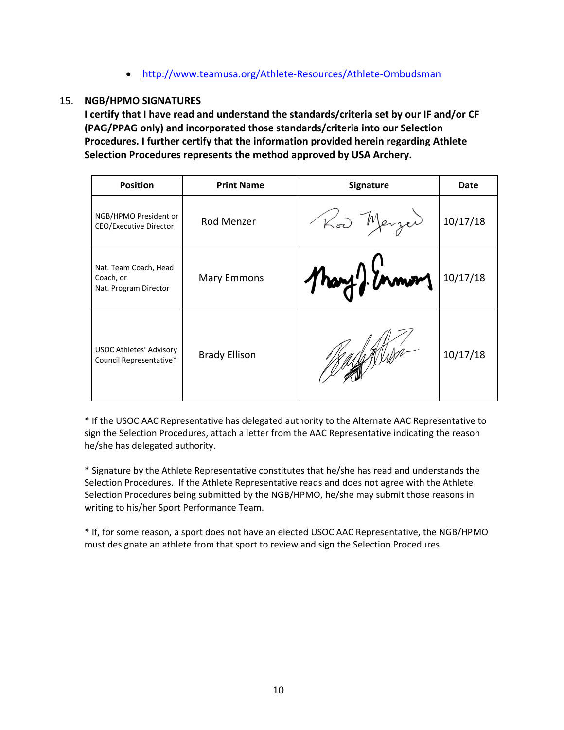- http://www.teamusa.org/Athlete-Resources/Athlete-Ombudsman

15. **NGB/HPMO SIGNATURES**

**I certify that I have read and understand the standards/criteria set by our IF and/or CF (PAG/PPAG only) and incorporated those standards/criteria into our Selection Procedures. I further certify that the information provided herein regarding Athlete Selection Procedures represents the method approved by USA Archery.**

| Position | Print Name | Signature | Date |
| --- | --- | --- | --- |
| NGB/HPMO President or CEO/Executive Director | Rod Menzer | Rod Menzer | 10/17/18 |
| Nat. Team Coach, Head Coach, or Nat. Program Director | Mary Emmons | Mary J. Emmons | 10/17/18 |
| USOC Athletes' Advisory Council Representative* | Brady Ellison | Brady Ellison | 10/17/18 |

* If the USOC AAC Representative has delegated authority to the Alternate AAC Representative to sign the Selection Procedures, attach a letter from the AAC Representative indicating the reason he/she has delegated authority.

* Signature by the Athlete Representative constitutes that he/she has read and understands the Selection Procedures. If the Athlete Representative reads and does not agree with the Athlete Selection Procedures being submitted by the NGB/HPMO, he/she may submit those reasons in writing to his/her Sport Performance Team.

* If, for some reason, a sport does not have an elected USOC AAC Representative, the NGB/HPMO must designate an athlete from that sport to review and sign the Selection Procedures.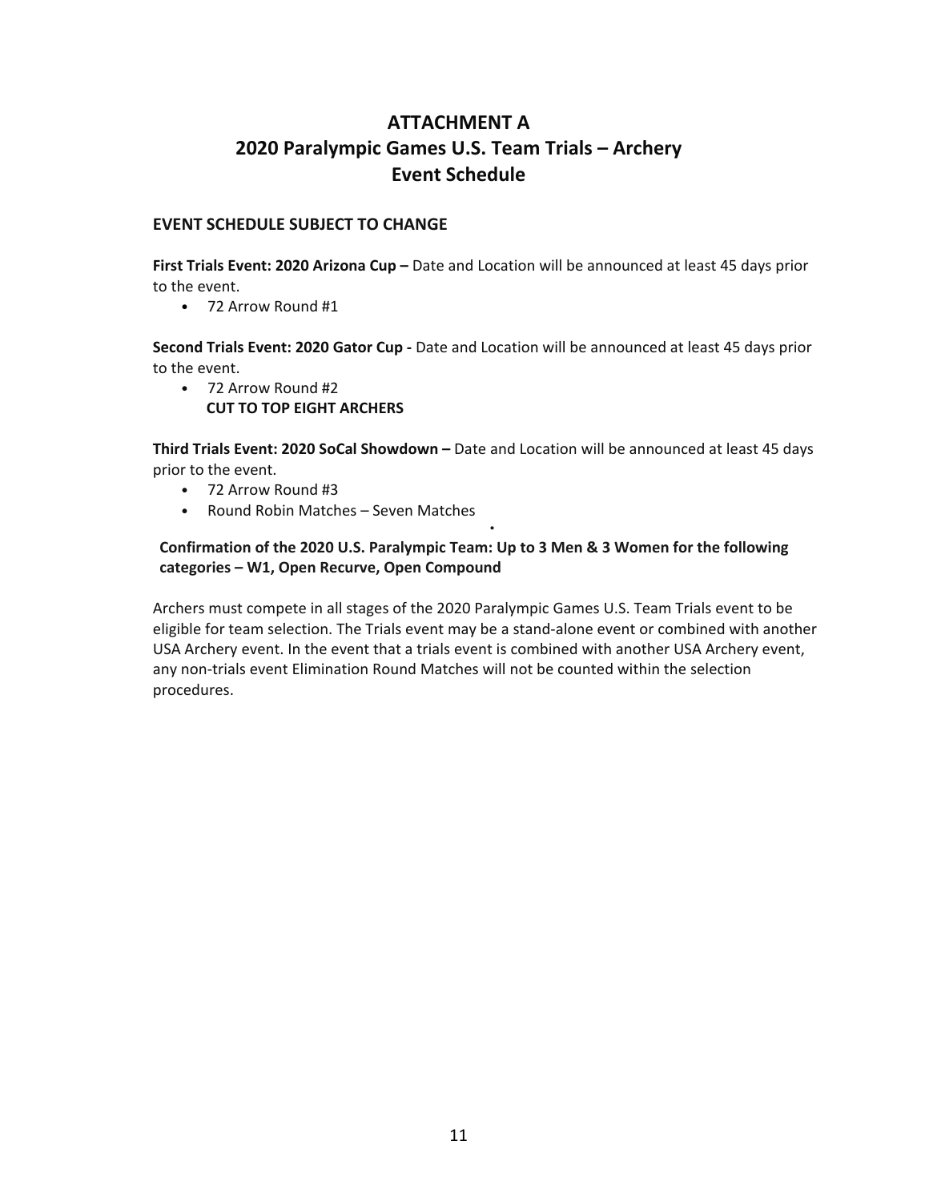# ATTACHMENT A
# 2020 Paralympic Games U.S. Team Trials – Archery
# Event Schedule

**EVENT SCHEDULE SUBJECT TO CHANGE**

**First Trials Event: 2020 Arizona Cup –** Date and Location will be announced at least 45 days prior to the event.

- 72 Arrow Round #1

**Second Trials Event: 2020 Gator Cup -** Date and Location will be announced at least 45 days prior to the event.

- 72 Arrow Round #2
  **CUT TO TOP EIGHT ARCHERS**

**Third Trials Event: 2020 SoCal Showdown –** Date and Location will be announced at least 45 days prior to the event.

- 72 Arrow Round #3
- Round Robin Matches – Seven Matches

**Confirmation of the 2020 U.S. Paralympic Team: Up to 3 Men & 3 Women for the following categories – W1, Open Recurve, Open Compound**

Archers must compete in all stages of the 2020 Paralympic Games U.S. Team Trials event to be eligible for team selection. The Trials event may be a stand-alone event or combined with another USA Archery event. In the event that a trials event is combined with another USA Archery event, any non-trials event Elimination Round Matches will not be counted within the selection procedures.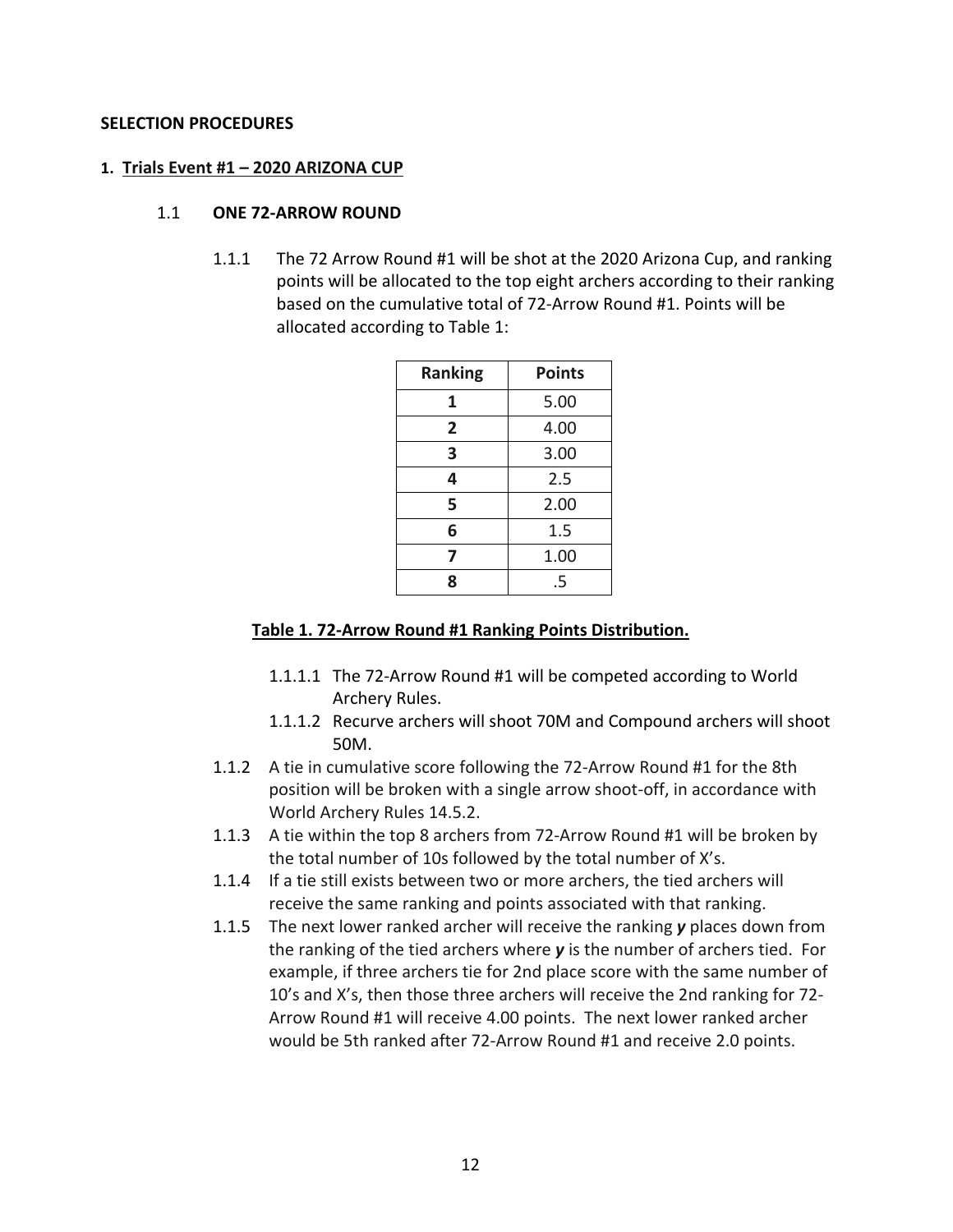**SELECTION PROCEDURES**

**1. Trials Event #1 – 2020 ARIZONA CUP**

1.1 **ONE 72-ARROW ROUND**

1.1.1 The 72 Arrow Round #1 will be shot at the 2020 Arizona Cup, and ranking points will be allocated to the top eight archers according to their ranking based on the cumulative total of 72-Arrow Round #1. Points will be allocated according to Table 1:

| Ranking | Points |
|---|---|
| **1** | 5.00 |
| **2** | 4.00 |
| **3** | 3.00 |
| **4** | 2.5 |
| **5** | 2.00 |
| **6** | 1.5 |
| **7** | 1.00 |
| **8** | .5 |

**Table 1. 72-Arrow Round #1 Ranking Points Distribution.**

1.1.1.1 The 72-Arrow Round #1 will be competed according to World Archery Rules.

1.1.1.2 Recurve archers will shoot 70M and Compound archers will shoot 50M.

1.1.2 A tie in cumulative score following the 72-Arrow Round #1 for the 8th position will be broken with a single arrow shoot-off, in accordance with World Archery Rules 14.5.2.

1.1.3 A tie within the top 8 archers from 72-Arrow Round #1 will be broken by the total number of 10s followed by the total number of X's.

1.1.4 If a tie still exists between two or more archers, the tied archers will receive the same ranking and points associated with that ranking.

1.1.5 The next lower ranked archer will receive the ranking ***y*** places down from the ranking of the tied archers where ***y*** is the number of archers tied. For example, if three archers tie for 2nd place score with the same number of 10's and X's, then those three archers will receive the 2nd ranking for 72-Arrow Round #1 will receive 4.00 points. The next lower ranked archer would be 5th ranked after 72-Arrow Round #1 and receive 2.0 points.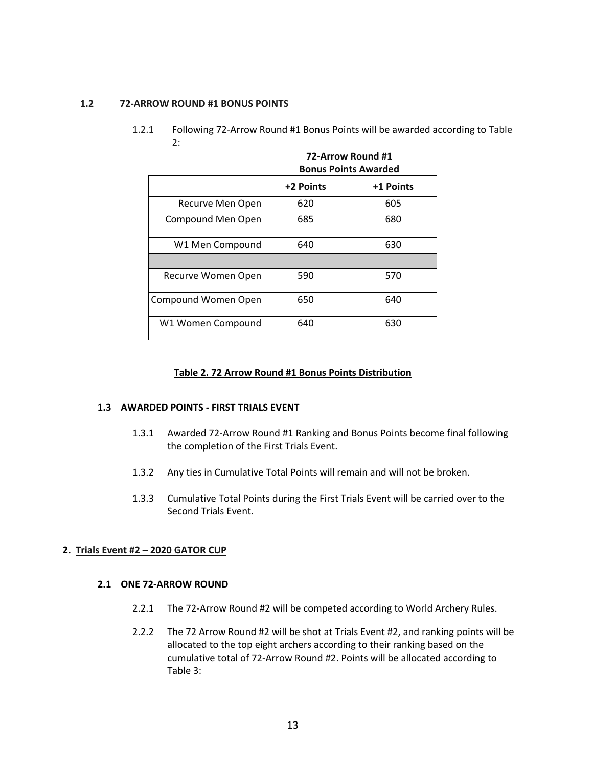### 1.2 72-ARROW ROUND #1 BONUS POINTS

1.2.1 Following 72-Arrow Round #1 Bonus Points will be awarded according to Table 2:

| | 72-Arrow Round #1 Bonus Points Awarded | |
|---|---|---|
| | +2 Points | +1 Points |
| Recurve Men Open | 620 | 605 |
| Compound Men Open | 685 | 680 |
| W1 Men Compound | 640 | 630 |
| | | |
| Recurve Women Open | 590 | 570 |
| Compound Women Open | 650 | 640 |
| W1 Women Compound | 640 | 630 |

**Table 2. 72 Arrow Round #1 Bonus Points Distribution**

### 1.3 AWARDED POINTS - FIRST TRIALS EVENT

1.3.1 Awarded 72-Arrow Round #1 Ranking and Bonus Points become final following the completion of the First Trials Event.

1.3.2 Any ties in Cumulative Total Points will remain and will not be broken.

1.3.3 Cumulative Total Points during the First Trials Event will be carried over to the Second Trials Event.

## 2. Trials Event #2 – 2020 GATOR CUP

### 2.1 ONE 72-ARROW ROUND

2.2.1 The 72-Arrow Round #2 will be competed according to World Archery Rules.

2.2.2 The 72 Arrow Round #2 will be shot at Trials Event #2, and ranking points will be allocated to the top eight archers according to their ranking based on the cumulative total of 72-Arrow Round #2. Points will be allocated according to Table 3: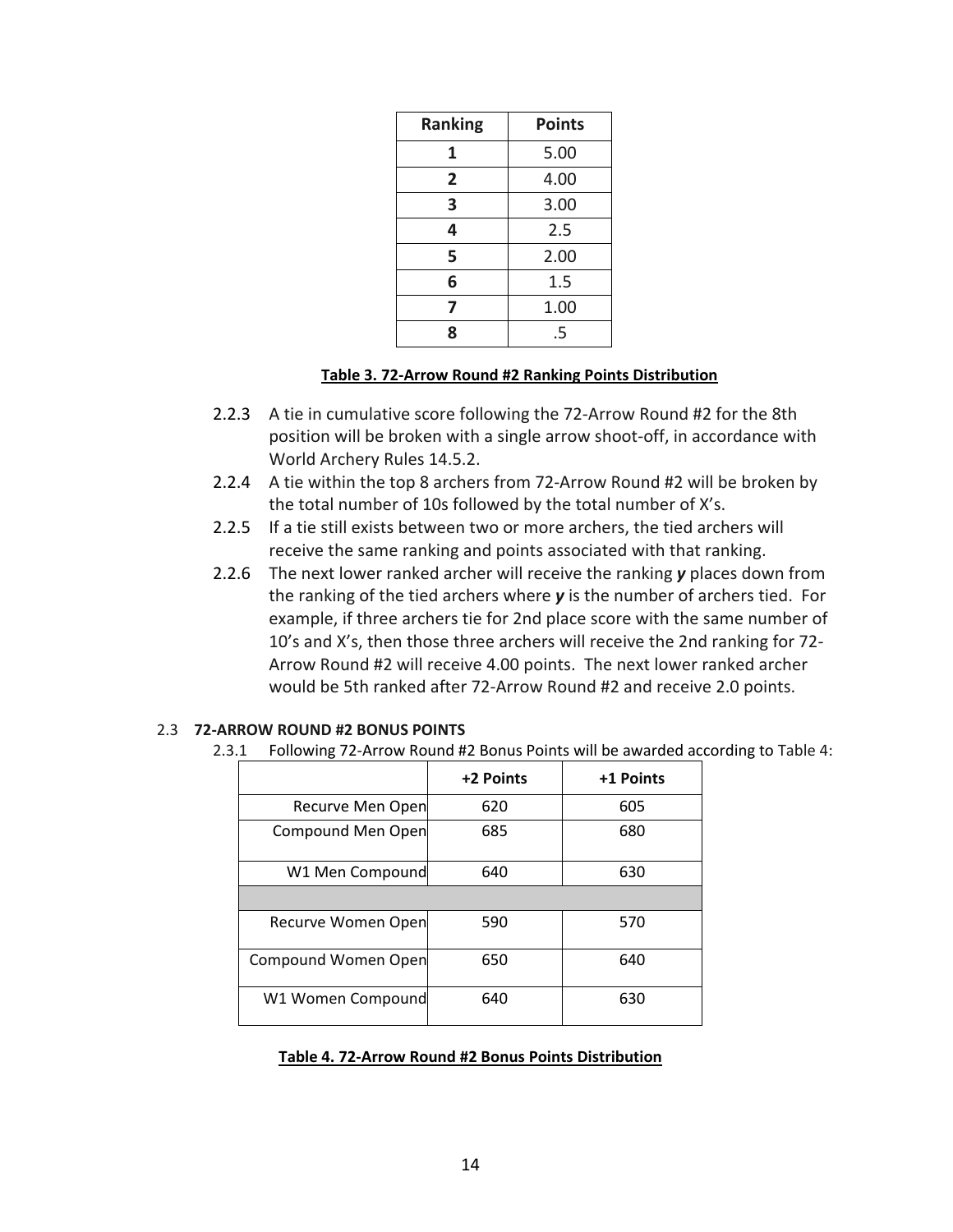| Ranking | Points |
|---|---|
| **1** | 5.00 |
| **2** | 4.00 |
| **3** | 3.00 |
| **4** | 2.5 |
| **5** | 2.00 |
| **6** | 1.5 |
| **7** | 1.00 |
| **8** | .5 |

**Table 3. 72-Arrow Round #2 Ranking Points Distribution**

2.2.3 A tie in cumulative score following the 72-Arrow Round #2 for the 8th position will be broken with a single arrow shoot-off, in accordance with World Archery Rules 14.5.2.

2.2.4 A tie within the top 8 archers from 72-Arrow Round #2 will be broken by the total number of 10s followed by the total number of X's.

2.2.5 If a tie still exists between two or more archers, the tied archers will receive the same ranking and points associated with that ranking.

2.2.6 The next lower ranked archer will receive the ranking ***y*** places down from the ranking of the tied archers where ***y*** is the number of archers tied. For example, if three archers tie for 2nd place score with the same number of 10's and X's, then those three archers will receive the 2nd ranking for 72-Arrow Round #2 will receive 4.00 points. The next lower ranked archer would be 5th ranked after 72-Arrow Round #2 and receive 2.0 points.

2.3 **72-ARROW ROUND #2 BONUS POINTS**

2.3.1 Following 72-Arrow Round #2 Bonus Points will be awarded according to Table 4:

| | +2 Points | +1 Points |
|---|---|---|
| Recurve Men Open | 620 | 605 |
| Compound Men Open | 685 | 680 |
| W1 Men Compound | 640 | 630 |
| | | |
| Recurve Women Open | 590 | 570 |
| Compound Women Open | 650 | 640 |
| W1 Women Compound | 640 | 630 |

**Table 4. 72-Arrow Round #2 Bonus Points Distribution**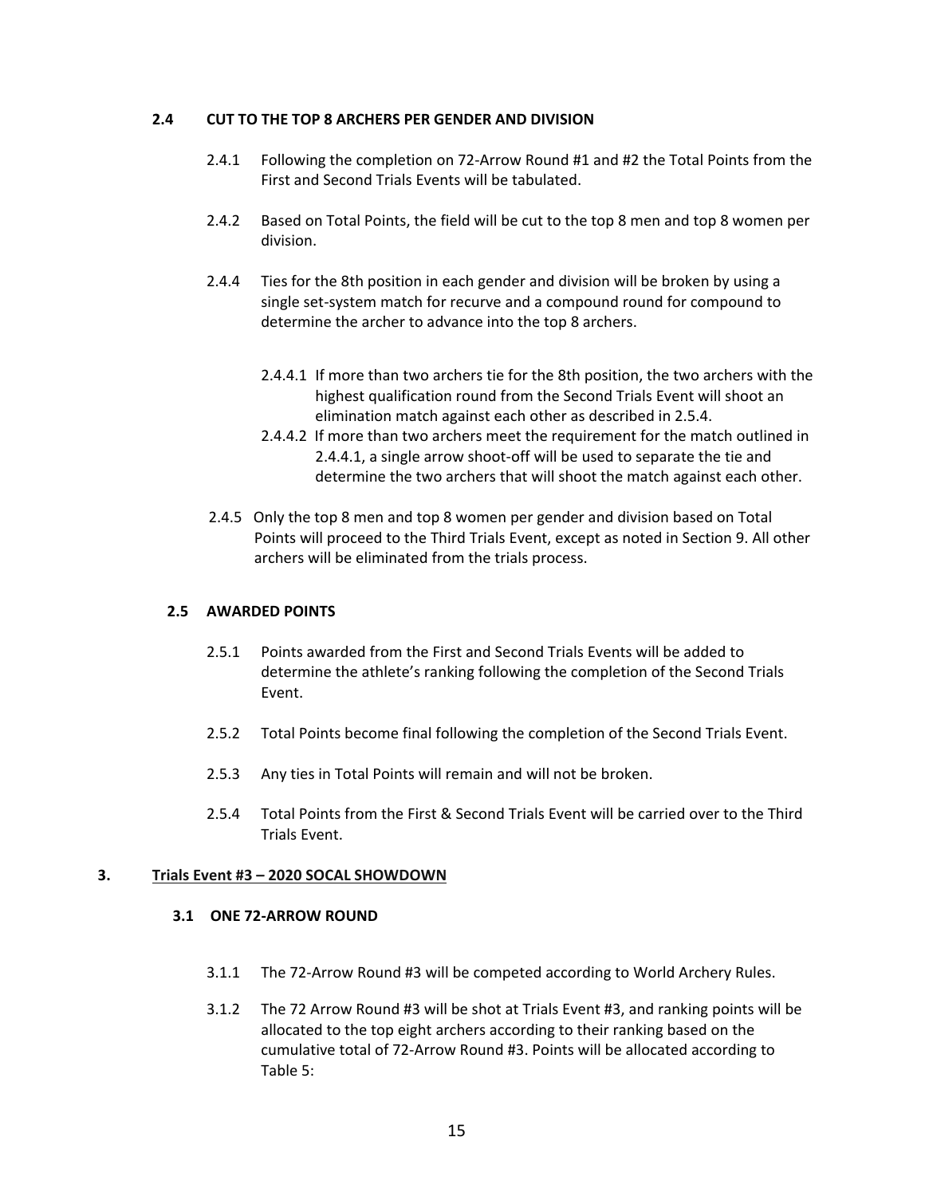### 2.4 CUT TO THE TOP 8 ARCHERS PER GENDER AND DIVISION

2.4.1 Following the completion on 72-Arrow Round #1 and #2 the Total Points from the First and Second Trials Events will be tabulated.

2.4.2 Based on Total Points, the field will be cut to the top 8 men and top 8 women per division.

2.4.4 Ties for the 8th position in each gender and division will be broken by using a single set-system match for recurve and a compound round for compound to determine the archer to advance into the top 8 archers.

2.4.4.1 If more than two archers tie for the 8th position, the two archers with the highest qualification round from the Second Trials Event will shoot an elimination match against each other as described in 2.5.4.

2.4.4.2 If more than two archers meet the requirement for the match outlined in 2.4.4.1, a single arrow shoot-off will be used to separate the tie and determine the two archers that will shoot the match against each other.

2.4.5 Only the top 8 men and top 8 women per gender and division based on Total Points will proceed to the Third Trials Event, except as noted in Section 9. All other archers will be eliminated from the trials process.

### 2.5 AWARDED POINTS

2.5.1 Points awarded from the First and Second Trials Events will be added to determine the athlete's ranking following the completion of the Second Trials Event.

2.5.2 Total Points become final following the completion of the Second Trials Event.

2.5.3 Any ties in Total Points will remain and will not be broken.

2.5.4 Total Points from the First & Second Trials Event will be carried over to the Third Trials Event.

## 3. Trials Event #3 – 2020 SOCAL SHOWDOWN

### 3.1 ONE 72-ARROW ROUND

3.1.1 The 72-Arrow Round #3 will be competed according to World Archery Rules.

3.1.2 The 72 Arrow Round #3 will be shot at Trials Event #3, and ranking points will be allocated to the top eight archers according to their ranking based on the cumulative total of 72-Arrow Round #3. Points will be allocated according to Table 5: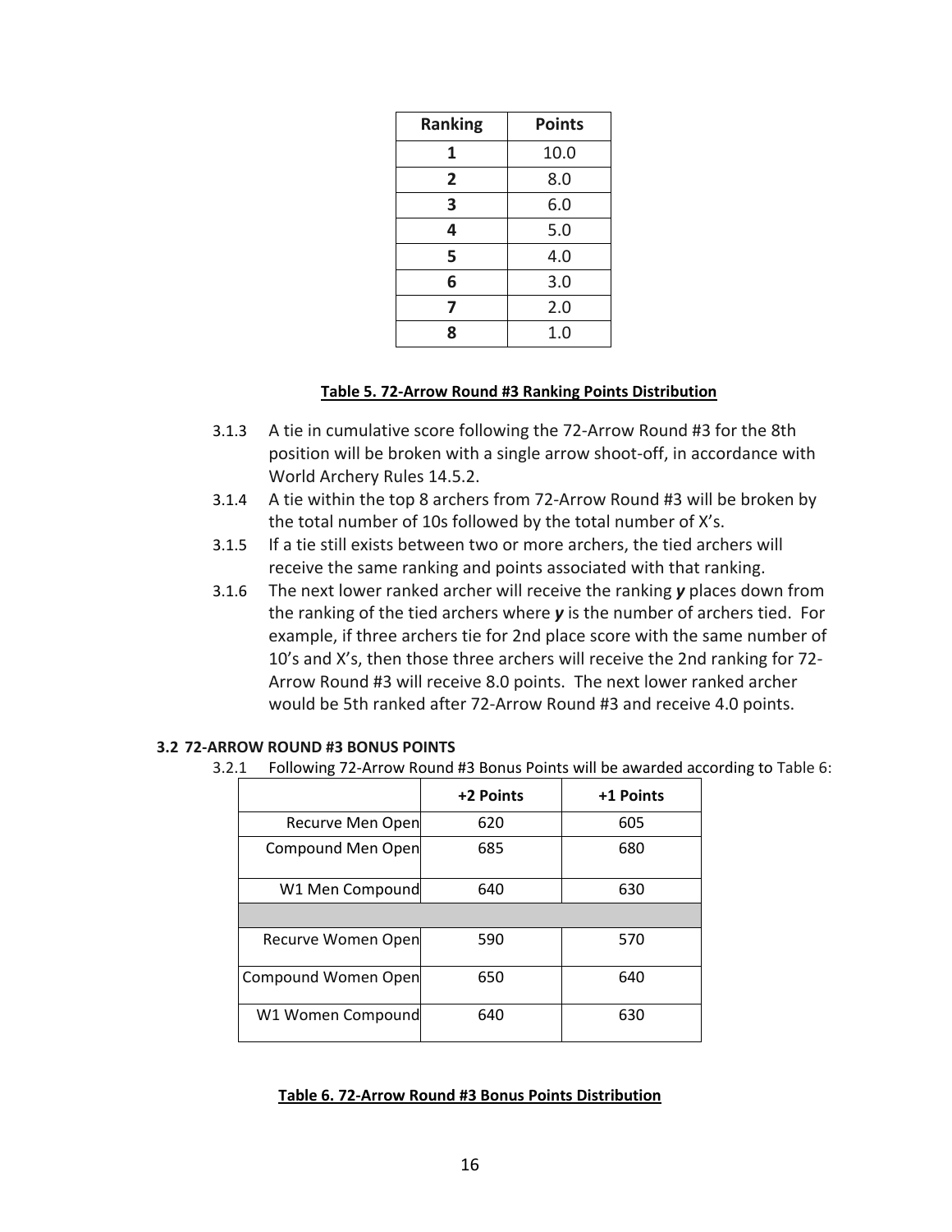| Ranking | Points |
|---|---|
| **1** | 10.0 |
| **2** | 8.0 |
| **3** | 6.0 |
| **4** | 5.0 |
| **5** | 4.0 |
| **6** | 3.0 |
| **7** | 2.0 |
| **8** | 1.0 |

**Table 5. 72-Arrow Round #3 Ranking Points Distribution**

3.1.3 A tie in cumulative score following the 72-Arrow Round #3 for the 8th position will be broken with a single arrow shoot-off, in accordance with World Archery Rules 14.5.2.

3.1.4 A tie within the top 8 archers from 72-Arrow Round #3 will be broken by the total number of 10s followed by the total number of X's.

3.1.5 If a tie still exists between two or more archers, the tied archers will receive the same ranking and points associated with that ranking.

3.1.6 The next lower ranked archer will receive the ranking ***y*** places down from the ranking of the tied archers where ***y*** is the number of archers tied. For example, if three archers tie for 2nd place score with the same number of 10's and X's, then those three archers will receive the 2nd ranking for 72-Arrow Round #3 will receive 8.0 points. The next lower ranked archer would be 5th ranked after 72-Arrow Round #3 and receive 4.0 points.

### 3.2 72-ARROW ROUND #3 BONUS POINTS

3.2.1 Following 72-Arrow Round #3 Bonus Points will be awarded according to Table 6:

| | +2 Points | +1 Points |
|---|---|---|
| Recurve Men Open | 620 | 605 |
| Compound Men Open | 685 | 680 |
| W1 Men Compound | 640 | 630 |
| | | |
| Recurve Women Open | 590 | 570 |
| Compound Women Open | 650 | 640 |
| W1 Women Compound | 640 | 630 |

**Table 6. 72-Arrow Round #3 Bonus Points Distribution**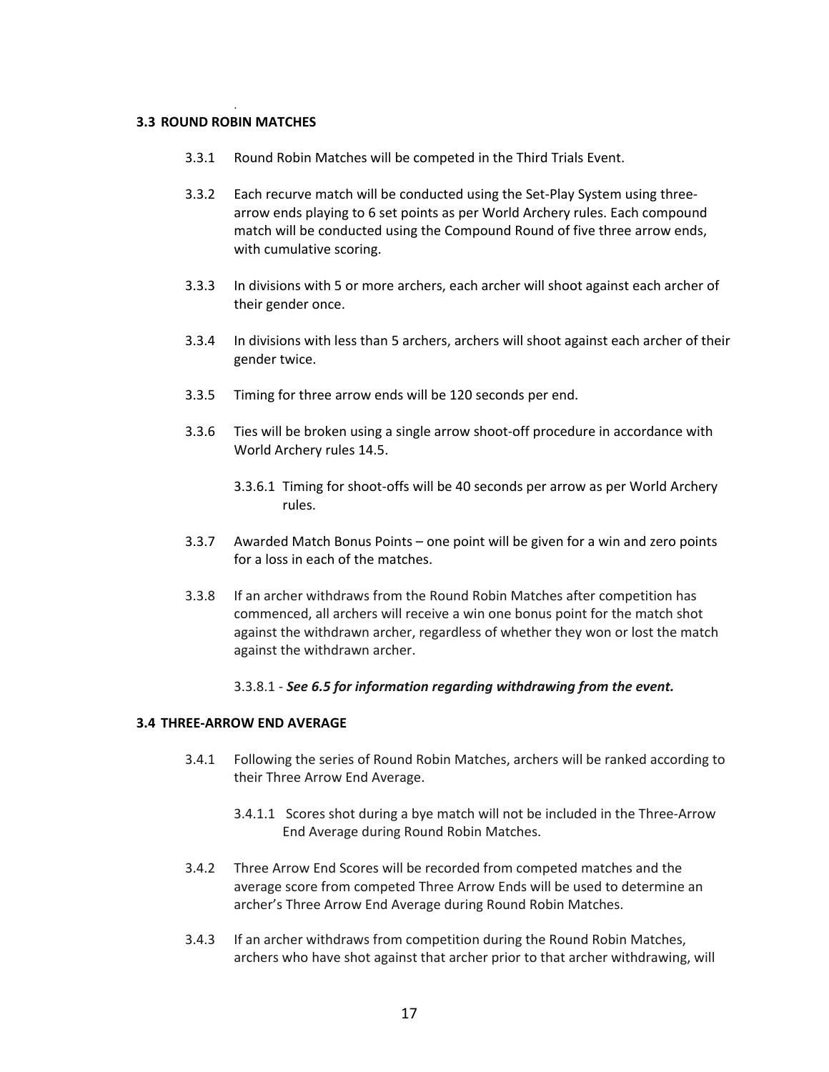## 3.3 ROUND ROBIN MATCHES

3.3.1 Round Robin Matches will be competed in the Third Trials Event.

3.3.2 Each recurve match will be conducted using the Set-Play System using three-arrow ends playing to 6 set points as per World Archery rules. Each compound match will be conducted using the Compound Round of five three arrow ends, with cumulative scoring.

3.3.3 In divisions with 5 or more archers, each archer will shoot against each archer of their gender once.

3.3.4 In divisions with less than 5 archers, archers will shoot against each archer of their gender twice.

3.3.5 Timing for three arrow ends will be 120 seconds per end.

3.3.6 Ties will be broken using a single arrow shoot-off procedure in accordance with World Archery rules 14.5.

3.3.6.1 Timing for shoot-offs will be 40 seconds per arrow as per World Archery rules.

3.3.7 Awarded Match Bonus Points – one point will be given for a win and zero points for a loss in each of the matches.

3.3.8 If an archer withdraws from the Round Robin Matches after competition has commenced, all archers will receive a win one bonus point for the match shot against the withdrawn archer, regardless of whether they won or lost the match against the withdrawn archer.

3.3.8.1 - ***See 6.5 for information regarding withdrawing from the event.***

## 3.4 THREE-ARROW END AVERAGE

3.4.1 Following the series of Round Robin Matches, archers will be ranked according to their Three Arrow End Average.

3.4.1.1 Scores shot during a bye match will not be included in the Three-Arrow End Average during Round Robin Matches.

3.4.2 Three Arrow End Scores will be recorded from competed matches and the average score from competed Three Arrow Ends will be used to determine an archer's Three Arrow End Average during Round Robin Matches.

3.4.3 If an archer withdraws from competition during the Round Robin Matches, archers who have shot against that archer prior to that archer withdrawing, will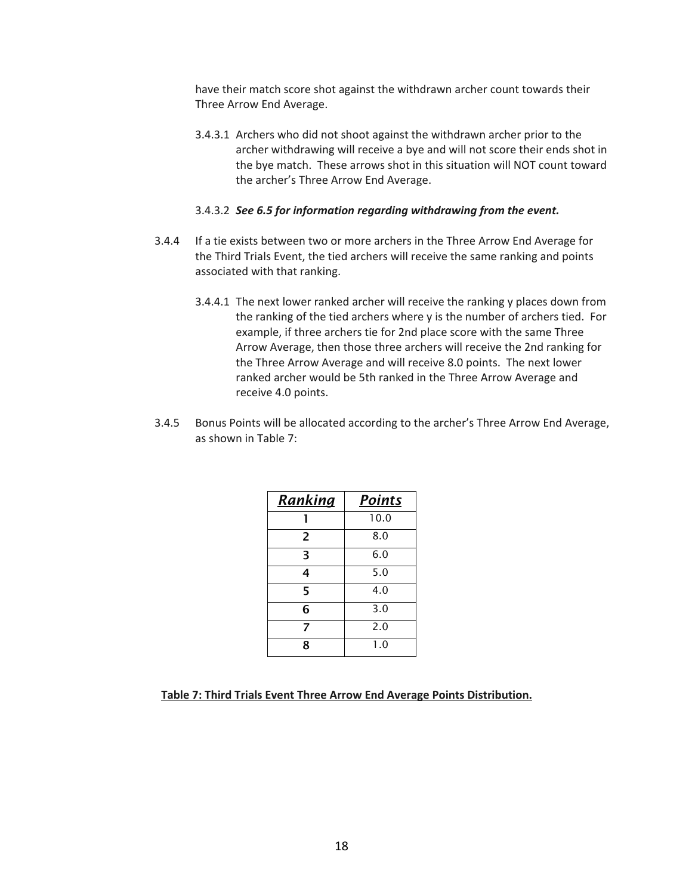have their match score shot against the withdrawn archer count towards their Three Arrow End Average.

3.4.3.1 Archers who did not shoot against the withdrawn archer prior to the archer withdrawing will receive a bye and will not score their ends shot in the bye match. These arrows shot in this situation will NOT count toward the archer's Three Arrow End Average.

3.4.3.2 ***See 6.5 for information regarding withdrawing from the event.***

3.4.4 If a tie exists between two or more archers in the Three Arrow End Average for the Third Trials Event, the tied archers will receive the same ranking and points associated with that ranking.

3.4.4.1 The next lower ranked archer will receive the ranking y places down from the ranking of the tied archers where y is the number of archers tied. For example, if three archers tie for 2nd place score with the same Three Arrow Average, then those three archers will receive the 2nd ranking for the Three Arrow Average and will receive 8.0 points. The next lower ranked archer would be 5th ranked in the Three Arrow Average and receive 4.0 points.

3.4.5 Bonus Points will be allocated according to the archer's Three Arrow End Average, as shown in Table 7:

| ***Ranking*** | ***Points*** |
|---|---|
| 1 | 10.0 |
| 2 | 8.0 |
| 3 | 6.0 |
| 4 | 5.0 |
| 5 | 4.0 |
| 6 | 3.0 |
| 7 | 2.0 |
| 8 | 1.0 |

**Table 7: Third Trials Event Three Arrow End Average Points Distribution.**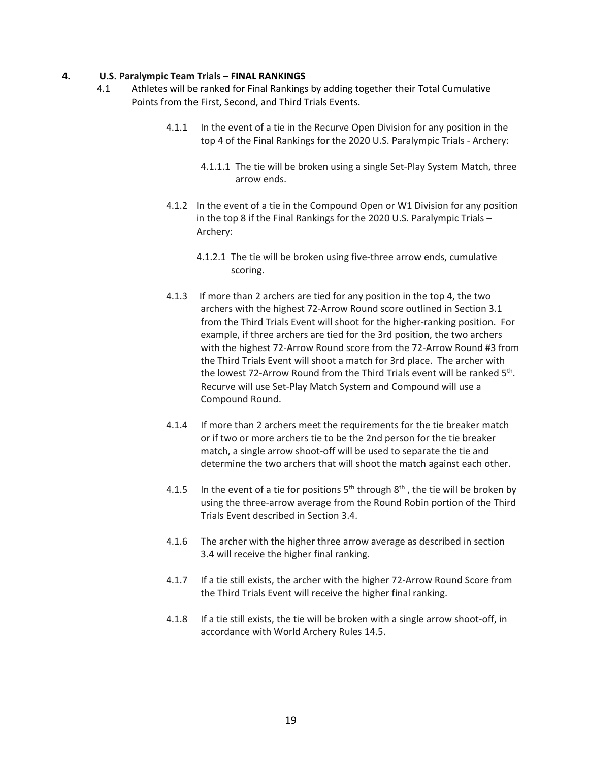## 4. U.S. Paralympic Team Trials – FINAL RANKINGS

4.1 Athletes will be ranked for Final Rankings by adding together their Total Cumulative Points from the First, Second, and Third Trials Events.

4.1.1 In the event of a tie in the Recurve Open Division for any position in the top 4 of the Final Rankings for the 2020 U.S. Paralympic Trials - Archery:

4.1.1.1 The tie will be broken using a single Set-Play System Match, three arrow ends.

4.1.2 In the event of a tie in the Compound Open or W1 Division for any position in the top 8 if the Final Rankings for the 2020 U.S. Paralympic Trials – Archery:

4.1.2.1 The tie will be broken using five-three arrow ends, cumulative scoring.

4.1.3 If more than 2 archers are tied for any position in the top 4, the two archers with the highest 72-Arrow Round score outlined in Section 3.1 from the Third Trials Event will shoot for the higher-ranking position. For example, if three archers are tied for the 3rd position, the two archers with the highest 72-Arrow Round score from the 72-Arrow Round #3 from the Third Trials Event will shoot a match for 3rd place. The archer with the lowest 72-Arrow Round from the Third Trials event will be ranked 5th. Recurve will use Set-Play Match System and Compound will use a Compound Round.

4.1.4 If more than 2 archers meet the requirements for the tie breaker match or if two or more archers tie to be the 2nd person for the tie breaker match, a single arrow shoot-off will be used to separate the tie and determine the two archers that will shoot the match against each other.

4.1.5 In the event of a tie for positions 5th through 8th, the tie will be broken by using the three-arrow average from the Round Robin portion of the Third Trials Event described in Section 3.4.

4.1.6 The archer with the higher three arrow average as described in section 3.4 will receive the higher final ranking.

4.1.7 If a tie still exists, the archer with the higher 72-Arrow Round Score from the Third Trials Event will receive the higher final ranking.

4.1.8 If a tie still exists, the tie will be broken with a single arrow shoot-off, in accordance with World Archery Rules 14.5.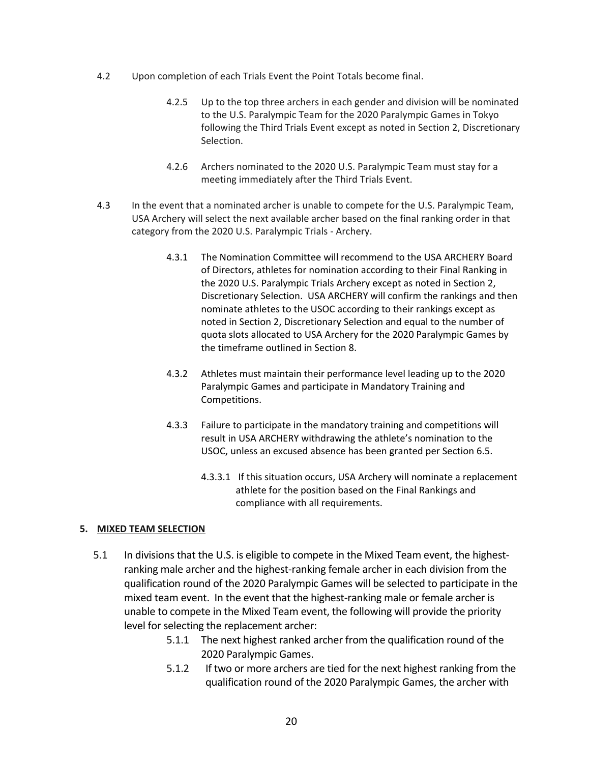4.2 Upon completion of each Trials Event the Point Totals become final.

4.2.5 Up to the top three archers in each gender and division will be nominated to the U.S. Paralympic Team for the 2020 Paralympic Games in Tokyo following the Third Trials Event except as noted in Section 2, Discretionary Selection.

4.2.6 Archers nominated to the 2020 U.S. Paralympic Team must stay for a meeting immediately after the Third Trials Event.

4.3 In the event that a nominated archer is unable to compete for the U.S. Paralympic Team, USA Archery will select the next available archer based on the final ranking order in that category from the 2020 U.S. Paralympic Trials - Archery.

4.3.1 The Nomination Committee will recommend to the USA ARCHERY Board of Directors, athletes for nomination according to their Final Ranking in the 2020 U.S. Paralympic Trials Archery except as noted in Section 2, Discretionary Selection. USA ARCHERY will confirm the rankings and then nominate athletes to the USOC according to their rankings except as noted in Section 2, Discretionary Selection and equal to the number of quota slots allocated to USA Archery for the 2020 Paralympic Games by the timeframe outlined in Section 8.

4.3.2 Athletes must maintain their performance level leading up to the 2020 Paralympic Games and participate in Mandatory Training and Competitions.

4.3.3 Failure to participate in the mandatory training and competitions will result in USA ARCHERY withdrawing the athlete's nomination to the USOC, unless an excused absence has been granted per Section 6.5.

4.3.3.1 If this situation occurs, USA Archery will nominate a replacement athlete for the position based on the Final Rankings and compliance with all requirements.

## 5. MIXED TEAM SELECTION

5.1 In divisions that the U.S. is eligible to compete in the Mixed Team event, the highest-ranking male archer and the highest-ranking female archer in each division from the qualification round of the 2020 Paralympic Games will be selected to participate in the mixed team event. In the event that the highest-ranking male or female archer is unable to compete in the Mixed Team event, the following will provide the priority level for selecting the replacement archer:

5.1.1 The next highest ranked archer from the qualification round of the 2020 Paralympic Games.

5.1.2 If two or more archers are tied for the next highest ranking from the qualification round of the 2020 Paralympic Games, the archer with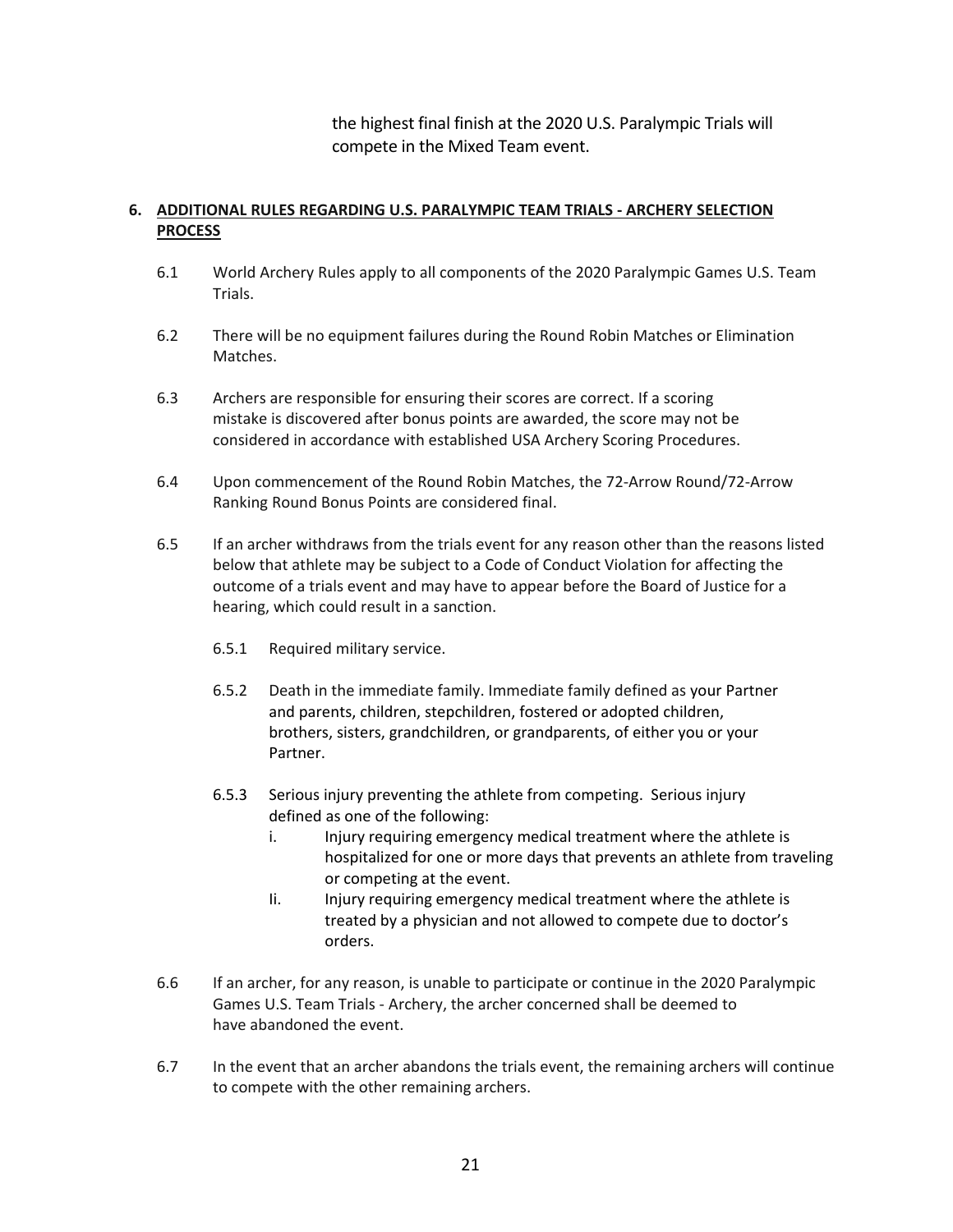the highest final finish at the 2020 U.S. Paralympic Trials will compete in the Mixed Team event.

**6. <u>ADDITIONAL RULES REGARDING U.S. PARALYMPIC TEAM TRIALS - ARCHERY SELECTION PROCESS</u>**

6.1 World Archery Rules apply to all components of the 2020 Paralympic Games U.S. Team Trials.

6.2 There will be no equipment failures during the Round Robin Matches or Elimination Matches.

6.3 Archers are responsible for ensuring their scores are correct. If a scoring mistake is discovered after bonus points are awarded, the score may not be considered in accordance with established USA Archery Scoring Procedures.

6.4 Upon commencement of the Round Robin Matches, the 72-Arrow Round/72-Arrow Ranking Round Bonus Points are considered final.

6.5 If an archer withdraws from the trials event for any reason other than the reasons listed below that athlete may be subject to a Code of Conduct Violation for affecting the outcome of a trials event and may have to appear before the Board of Justice for a hearing, which could result in a sanction.

6.5.1 Required military service.

6.5.2 Death in the immediate family. Immediate family defined as your Partner and parents, children, stepchildren, fostered or adopted children, brothers, sisters, grandchildren, or grandparents, of either you or your Partner.

6.5.3 Serious injury preventing the athlete from competing. Serious injury defined as one of the following:

i. Injury requiring emergency medical treatment where the athlete is hospitalized for one or more days that prevents an athlete from traveling or competing at the event.

Ii. Injury requiring emergency medical treatment where the athlete is treated by a physician and not allowed to compete due to doctor's orders.

6.6 If an archer, for any reason, is unable to participate or continue in the 2020 Paralympic Games U.S. Team Trials - Archery, the archer concerned shall be deemed to have abandoned the event.

6.7 In the event that an archer abandons the trials event, the remaining archers will continue to compete with the other remaining archers.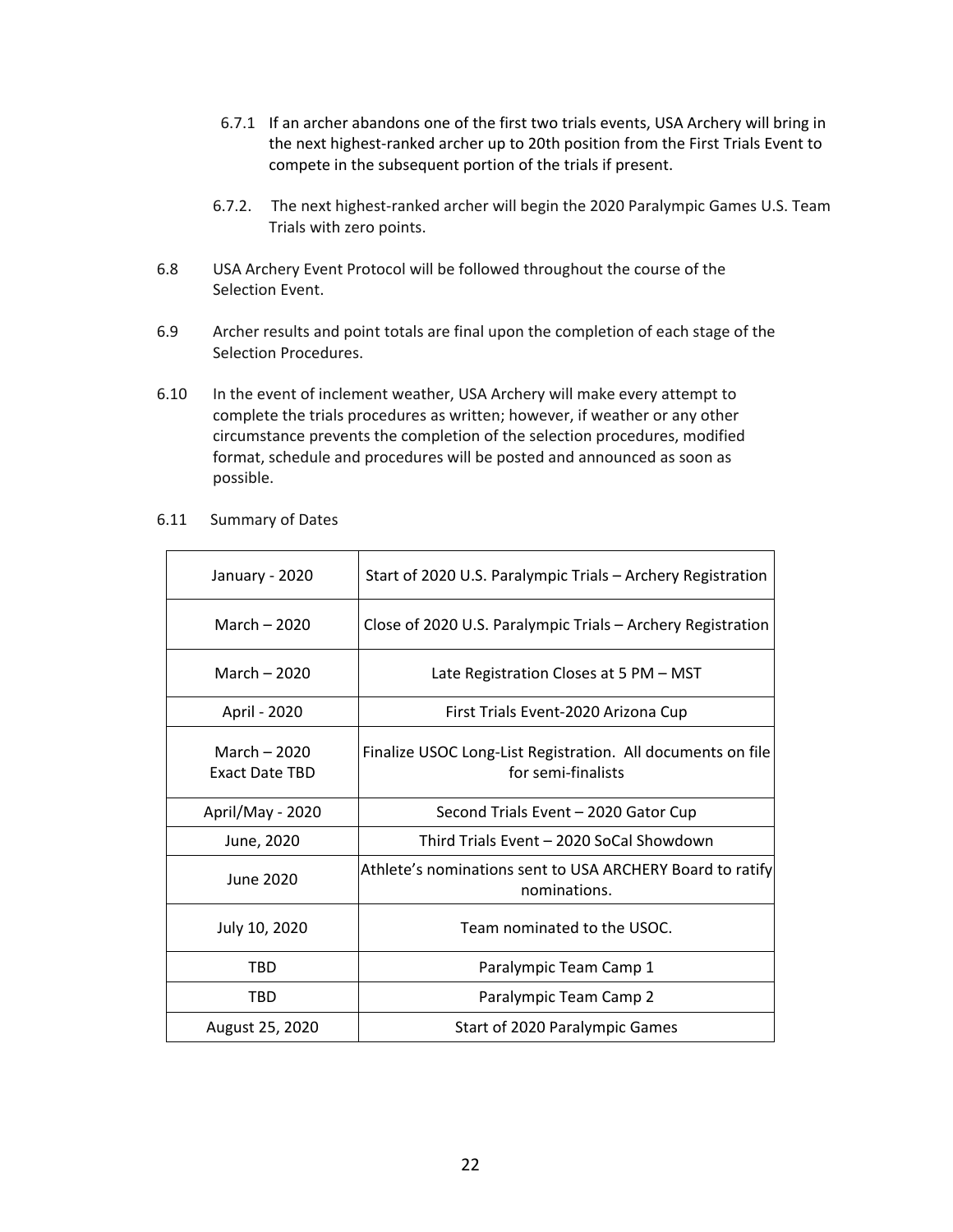6.7.1 If an archer abandons one of the first two trials events, USA Archery will bring in the next highest-ranked archer up to 20th position from the First Trials Event to compete in the subsequent portion of the trials if present.

6.7.2. The next highest-ranked archer will begin the 2020 Paralympic Games U.S. Team Trials with zero points.

6.8 USA Archery Event Protocol will be followed throughout the course of the Selection Event.

6.9 Archer results and point totals are final upon the completion of each stage of the Selection Procedures.

6.10 In the event of inclement weather, USA Archery will make every attempt to complete the trials procedures as written; however, if weather or any other circumstance prevents the completion of the selection procedures, modified format, schedule and procedures will be posted and announced as soon as possible.

6.11 Summary of Dates

| | |
|---|---|
| January - 2020 | Start of 2020 U.S. Paralympic Trials – Archery Registration |
| March – 2020 | Close of 2020 U.S. Paralympic Trials – Archery Registration |
| March – 2020 | Late Registration Closes at 5 PM – MST |
| April - 2020 | First Trials Event-2020 Arizona Cup |
| March – 2020 Exact Date TBD | Finalize USOC Long-List Registration. All documents on file for semi-finalists |
| April/May - 2020 | Second Trials Event – 2020 Gator Cup |
| June, 2020 | Third Trials Event – 2020 SoCal Showdown |
| June 2020 | Athlete's nominations sent to USA ARCHERY Board to ratify nominations. |
| July 10, 2020 | Team nominated to the USOC. |
| TBD | Paralympic Team Camp 1 |
| TBD | Paralympic Team Camp 2 |
| August 25, 2020 | Start of 2020 Paralympic Games |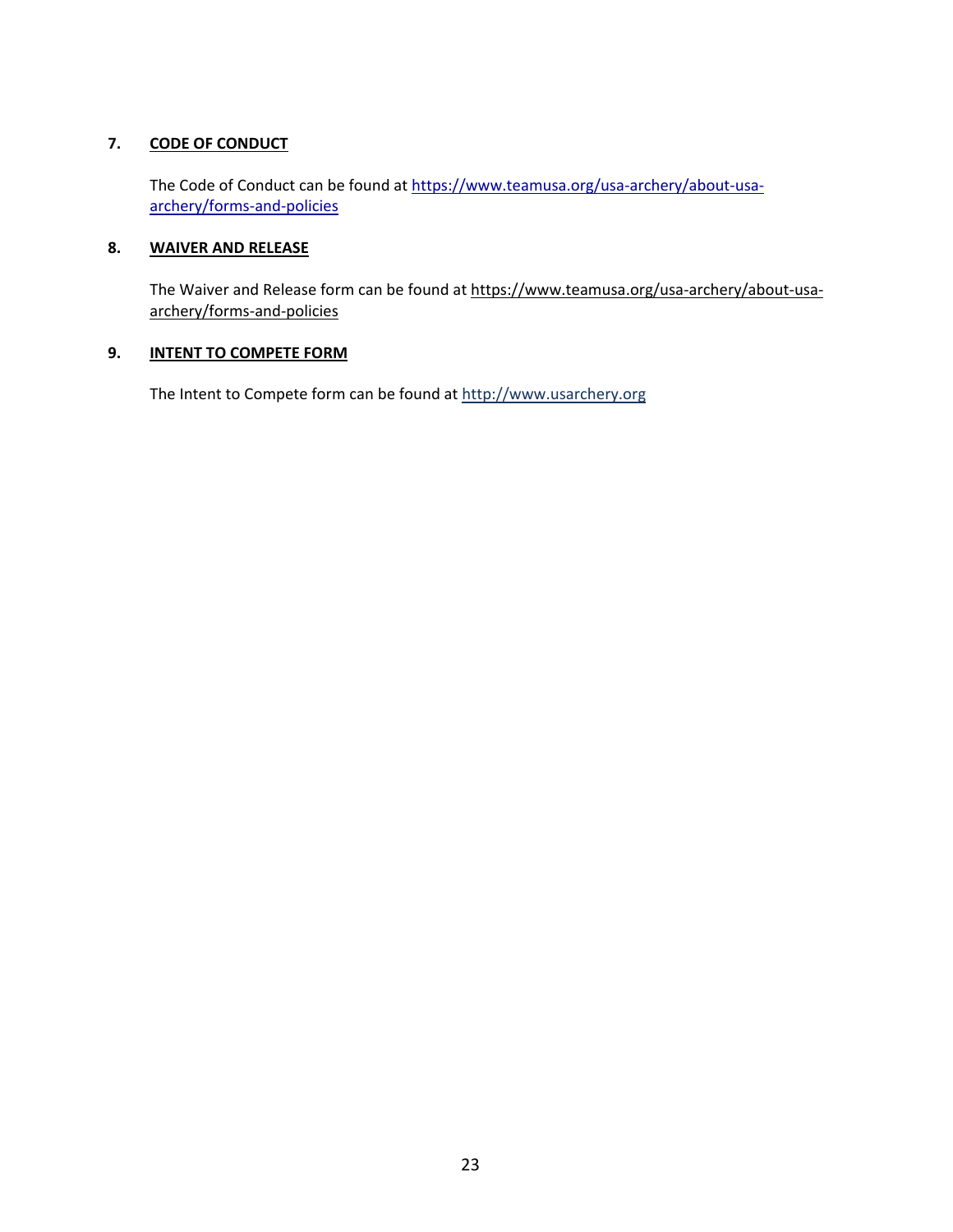## 7. CODE OF CONDUCT

The Code of Conduct can be found at https://www.teamusa.org/usa-archery/about-usa-archery/forms-and-policies

## 8. WAIVER AND RELEASE

The Waiver and Release form can be found at https://www.teamusa.org/usa-archery/about-usa-archery/forms-and-policies

## 9. INTENT TO COMPETE FORM

The Intent to Compete form can be found at http://www.usarchery.org